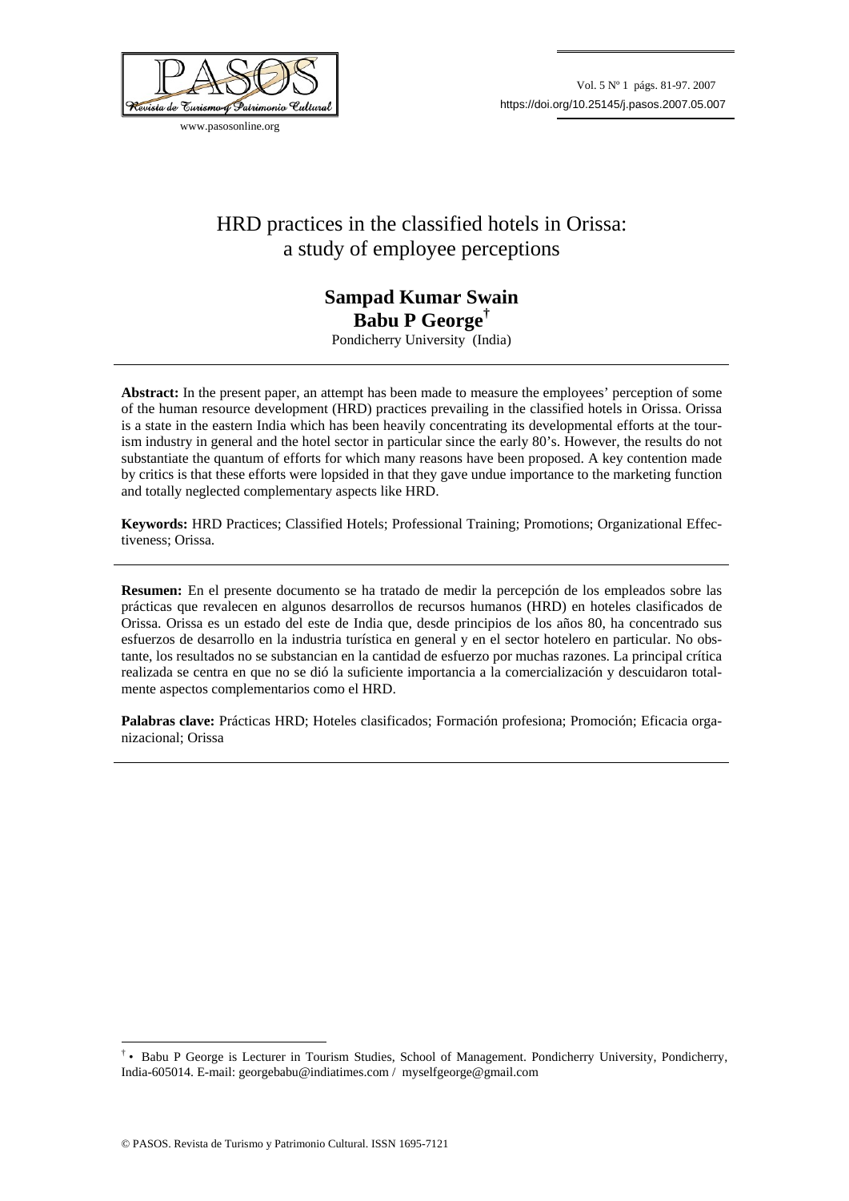# HRD practices in the classified hotels in Orissa: a study of employee perceptions

**Sampad Kumar Swain**
**Babu P George**[†]

Pondicherry University (India)

---

**Abstract:** In the present paper, an attempt has been made to measure the employees' perception of some of the human resource development (HRD) practices prevailing in the classified hotels in Orissa. Orissa is a state in the eastern India which has been heavily concentrating its developmental efforts at the tourism industry in general and the hotel sector in particular since the early 80's. However, the results do not substantiate the quantum of efforts for which many reasons have been proposed. A key contention made by critics is that these efforts were lopsided in that they gave undue importance to the marketing function and totally neglected complementary aspects like HRD.

**Keywords:** HRD Practices; Classified Hotels; Professional Training; Promotions; Organizational Effectiveness; Orissa.

---

**Resumen:** En el presente documento se ha tratado de medir la percepción de los empleados sobre las prácticas que revalecen en algunos desarrollos de recursos humanos (HRD) en hoteles clasificados de Orissa. Orissa es un estado del este de India que, desde principios de los años 80, ha concentrado sus esfuerzos de desarrollo en la industria turística en general y en el sector hotelero en particular. No obstante, los resultados no se substancian en la cantidad de esfuerzo por muchas razones. La principal crítica realizada se centra en que no se dió la suficiente importancia a la comercialización y descuidaron totalmente aspectos complementarios como el HRD.

**Palabras clave:** Prácticas HRD; Hoteles clasificados; Formación profesiona; Promoción; Eficacia organizacional; Orissa

---

[†] • Babu P George is Lecturer in Tourism Studies, School of Management. Pondicherry University, Pondicherry, India-605014. E-mail: georgebabu@indiatimes.com / myselfgeorge@gmail.com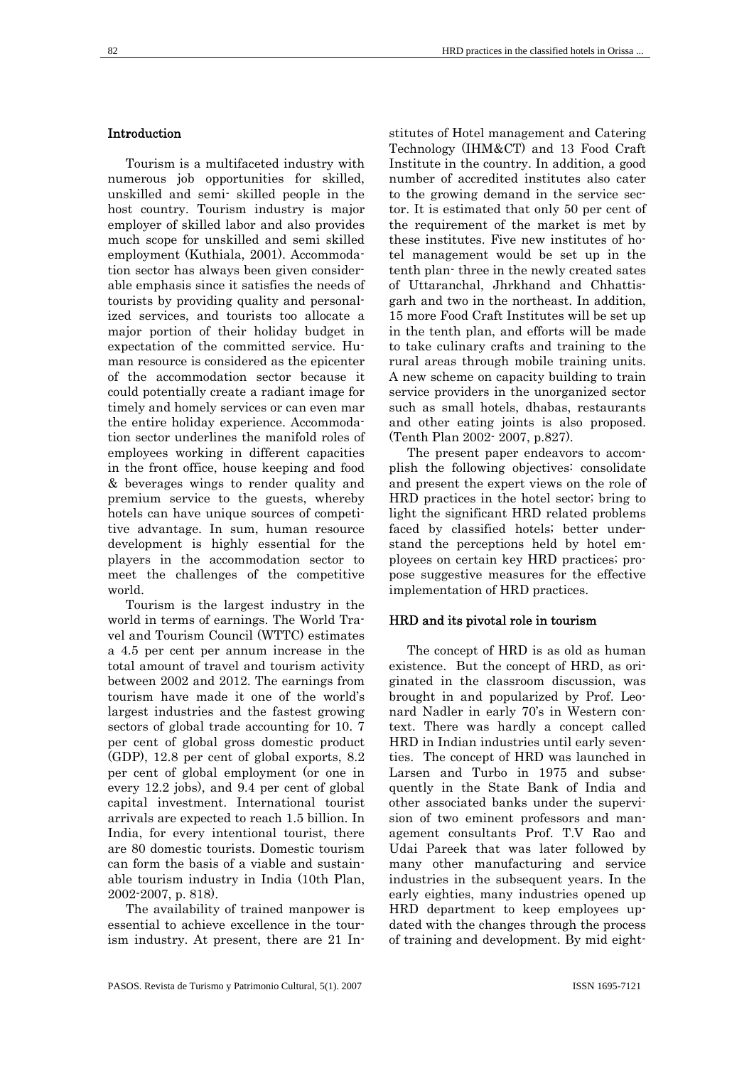## Introduction

Tourism is a multifaceted industry with numerous job opportunities for skilled, unskilled and semi- skilled people in the host country. Tourism industry is major employer of skilled labor and also provides much scope for unskilled and semi skilled employment (Kuthiala, 2001). Accommodation sector has always been given considerable emphasis since it satisfies the needs of tourists by providing quality and personalized services, and tourists too allocate a major portion of their holiday budget in expectation of the committed service. Human resource is considered as the epicenter of the accommodation sector because it could potentially create a radiant image for timely and homely services or can even mar the entire holiday experience. Accommodation sector underlines the manifold roles of employees working in different capacities in the front office, house keeping and food & beverages wings to render quality and premium service to the guests, whereby hotels can have unique sources of competitive advantage. In sum, human resource development is highly essential for the players in the accommodation sector to meet the challenges of the competitive world.

Tourism is the largest industry in the world in terms of earnings. The World Travel and Tourism Council (WTTC) estimates a 4.5 per cent per annum increase in the total amount of travel and tourism activity between 2002 and 2012. The earnings from tourism have made it one of the world's largest industries and the fastest growing sectors of global trade accounting for 10. 7 per cent of global gross domestic product (GDP), 12.8 per cent of global exports, 8.2 per cent of global employment (or one in every 12.2 jobs), and 9.4 per cent of global capital investment. International tourist arrivals are expected to reach 1.5 billion. In India, for every intentional tourist, there are 80 domestic tourists. Domestic tourism can form the basis of a viable and sustainable tourism industry in India (10th Plan, 2002-2007, p. 818).

The availability of trained manpower is essential to achieve excellence in the tourism industry. At present, there are 21 Institutes of Hotel management and Catering Technology (IHM&CT) and 13 Food Craft Institute in the country. In addition, a good number of accredited institutes also cater to the growing demand in the service sector. It is estimated that only 50 per cent of the requirement of the market is met by these institutes. Five new institutes of hotel management would be set up in the tenth plan- three in the newly created sates of Uttaranchal, Jhrkhand and Chhattisgarh and two in the northeast. In addition, 15 more Food Craft Institutes will be set up in the tenth plan, and efforts will be made to take culinary crafts and training to the rural areas through mobile training units. A new scheme on capacity building to train service providers in the unorganized sector such as small hotels, dhabas, restaurants and other eating joints is also proposed. (Tenth Plan 2002- 2007, p.827).

The present paper endeavors to accomplish the following objectives: consolidate and present the expert views on the role of HRD practices in the hotel sector; bring to light the significant HRD related problems faced by classified hotels; better understand the perceptions held by hotel employees on certain key HRD practices; propose suggestive measures for the effective implementation of HRD practices.

## HRD and its pivotal role in tourism

The concept of HRD is as old as human existence. But the concept of HRD, as originated in the classroom discussion, was brought in and popularized by Prof. Leonard Nadler in early 70's in Western context. There was hardly a concept called HRD in Indian industries until early seventies. The concept of HRD was launched in Larsen and Turbo in 1975 and subsequently in the State Bank of India and other associated banks under the supervision of two eminent professors and management consultants Prof. T.V Rao and Udai Pareek that was later followed by many other manufacturing and service industries in the subsequent years. In the early eighties, many industries opened up HRD department to keep employees updated with the changes through the process of training and development. By mid eight-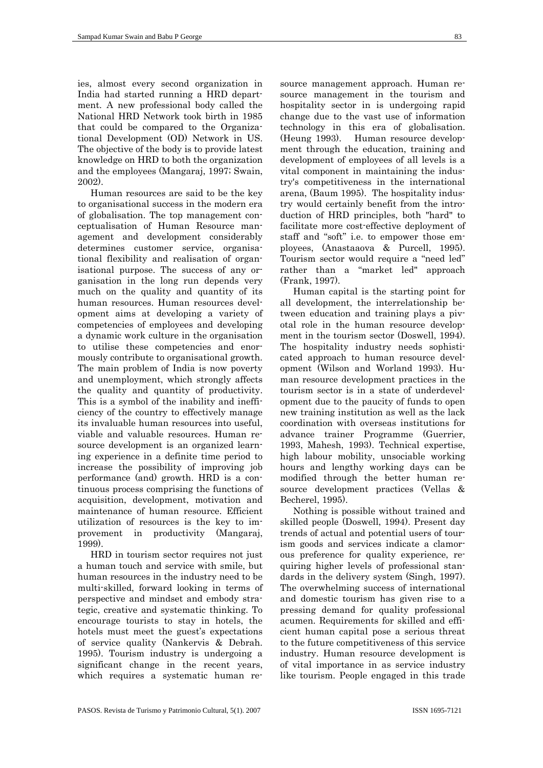ies, almost every second organization in India had started running a HRD department. A new professional body called the National HRD Network took birth in 1985 that could be compared to the Organizational Development (OD) Network in US. The objective of the body is to provide latest knowledge on HRD to both the organization and the employees (Mangaraj, 1997; Swain, 2002).

Human resources are said to be the key to organisational success in the modern era of globalisation. The top management conceptualisation of Human Resource management and development considerably determines customer service, organisational flexibility and realisation of organisational purpose. The success of any organisation in the long run depends very much on the quality and quantity of its human resources. Human resources development aims at developing a variety of competencies of employees and developing a dynamic work culture in the organisation to utilise these competencies and enormously contribute to organisational growth. The main problem of India is now poverty and unemployment, which strongly affects the quality and quantity of productivity. This is a symbol of the inability and inefficiency of the country to effectively manage its invaluable human resources into useful, viable and valuable resources. Human resource development is an organized learning experience in a definite time period to increase the possibility of improving job performance (and) growth. HRD is a continuous process comprising the functions of acquisition, development, motivation and maintenance of human resource. Efficient utilization of resources is the key to improvement in productivity (Mangaraj, 1999).

HRD in tourism sector requires not just a human touch and service with smile, but human resources in the industry need to be multi-skilled, forward looking in terms of perspective and mindset and embody strategic, creative and systematic thinking. To encourage tourists to stay in hotels, the hotels must meet the guest's expectations of service quality (Nankervis & Debrah. 1995). Tourism industry is undergoing a significant change in the recent years, which requires a systematic human resource management approach. Human resource management in the tourism and hospitality sector in is undergoing rapid change due to the vast use of information technology in this era of globalisation. (Heung 1993). Human resource development through the education, training and development of employees of all levels is a vital component in maintaining the industry's competitiveness in the international arena, (Baum 1995). The hospitality industry would certainly benefit from the introduction of HRD principles, both "hard" to facilitate more cost-effective deployment of staff and "soft" i.e. to empower those employees, (Anastaaova & Purcell, 1995). Tourism sector would require a "need led" rather than a "market led" approach (Frank, 1997).

Human capital is the starting point for all development, the interrelationship between education and training plays a pivotal role in the human resource development in the tourism sector (Doswell, 1994). The hospitality industry needs sophisticated approach to human resource development (Wilson and Worland 1993). Human resource development practices in the tourism sector is in a state of underdevelopment due to the paucity of funds to open new training institution as well as the lack coordination with overseas institutions for advance trainer Programme (Guerrier, 1993, Mahesh, 1993). Technical expertise, high labour mobility, unsociable working hours and lengthy working days can be modified through the better human resource development practices (Vellas & Becherel, 1995).

Nothing is possible without trained and skilled people (Doswell, 1994). Present day trends of actual and potential users of tourism goods and services indicate a clamorous preference for quality experience, requiring higher levels of professional standards in the delivery system (Singh, 1997). The overwhelming success of international and domestic tourism has given rise to a pressing demand for quality professional acumen. Requirements for skilled and efficient human capital pose a serious threat to the future competitiveness of this service industry. Human resource development is of vital importance in as service industry like tourism. People engaged in this trade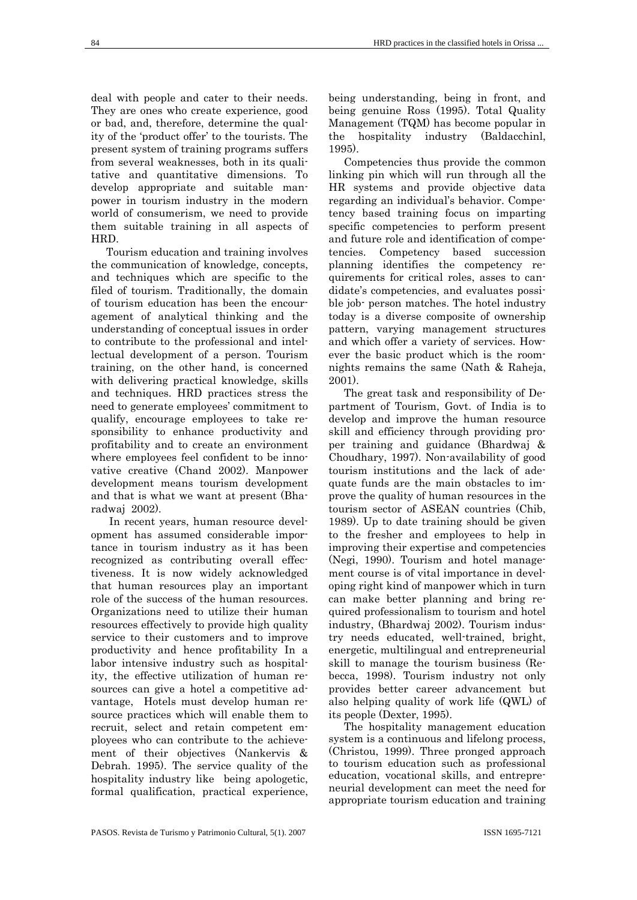deal with people and cater to their needs. They are ones who create experience, good or bad, and, therefore, determine the quality of the 'product offer' to the tourists. The present system of training programs suffers from several weaknesses, both in its qualitative and quantitative dimensions. To develop appropriate and suitable manpower in tourism industry in the modern world of consumerism, we need to provide them suitable training in all aspects of HRD.

Tourism education and training involves the communication of knowledge, concepts, and techniques which are specific to the filed of tourism. Traditionally, the domain of tourism education has been the encouragement of analytical thinking and the understanding of conceptual issues in order to contribute to the professional and intellectual development of a person. Tourism training, on the other hand, is concerned with delivering practical knowledge, skills and techniques. HRD practices stress the need to generate employees' commitment to qualify, encourage employees to take responsibility to enhance productivity and profitability and to create an environment where employees feel confident to be innovative creative (Chand 2002). Manpower development means tourism development and that is what we want at present (Bharadwaj 2002).

In recent years, human resource development has assumed considerable importance in tourism industry as it has been recognized as contributing overall effectiveness. It is now widely acknowledged that human resources play an important role of the success of the human resources. Organizations need to utilize their human resources effectively to provide high quality service to their customers and to improve productivity and hence profitability In a labor intensive industry such as hospitality, the effective utilization of human resources can give a hotel a competitive advantage, Hotels must develop human resource practices which will enable them to recruit, select and retain competent employees who can contribute to the achievement of their objectives (Nankervis & Debrah. 1995). The service quality of the hospitality industry like being apologetic, formal qualification, practical experience, being understanding, being in front, and being genuine Ross (1995). Total Quality Management (TQM) has become popular in the hospitality industry (Baldacchinl, 1995).

Competencies thus provide the common linking pin which will run through all the HR systems and provide objective data regarding an individual's behavior. Competency based training focus on imparting specific competencies to perform present and future role and identification of competencies. Competency based succession planning identifies the competency requirements for critical roles, asses to candidate's competencies, and evaluates possible job- person matches. The hotel industry today is a diverse composite of ownership pattern, varying management structures and which offer a variety of services. However the basic product which is the room-nights remains the same (Nath & Raheja, 2001).

The great task and responsibility of Department of Tourism, Govt. of India is to develop and improve the human resource skill and efficiency through providing proper training and guidance (Bhardwaj & Choudhary, 1997). Non-availability of good tourism institutions and the lack of adequate funds are the main obstacles to improve the quality of human resources in the tourism sector of ASEAN countries (Chib, 1989). Up to date training should be given to the fresher and employees to help in improving their expertise and competencies (Negi, 1990). Tourism and hotel management course is of vital importance in developing right kind of manpower which in turn can make better planning and bring required professionalism to tourism and hotel industry, (Bhardwaj 2002). Tourism industry needs educated, well-trained, bright, energetic, multilingual and entrepreneurial skill to manage the tourism business (Rebecca, 1998). Tourism industry not only provides better career advancement but also helping quality of work life (QWL) of its people (Dexter, 1995).

The hospitality management education system is a continuous and lifelong process, (Christou, 1999). Three pronged approach to tourism education such as professional education, vocational skills, and entrepreneurial development can meet the need for appropriate tourism education and training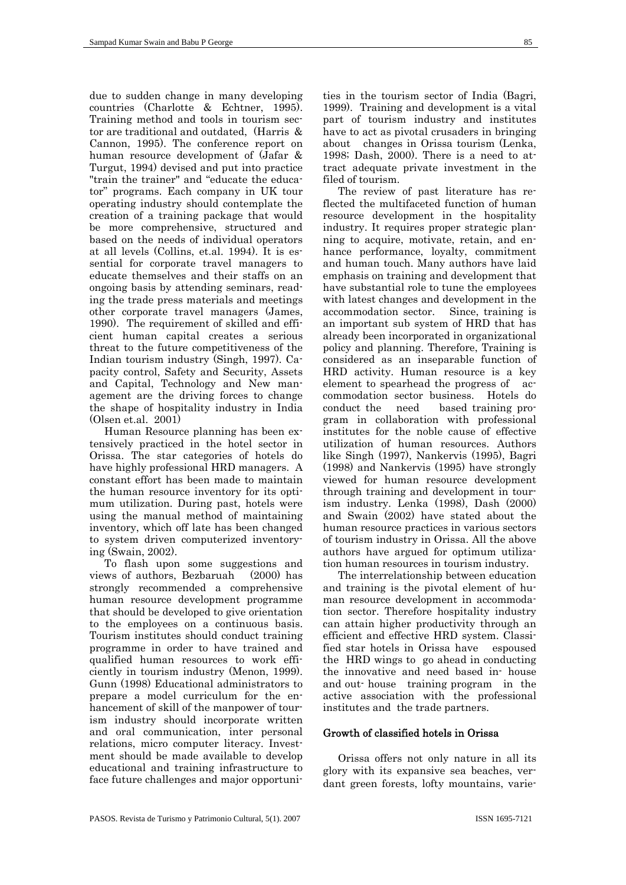due to sudden change in many developing countries (Charlotte & Echtner, 1995). Training method and tools in tourism sector are traditional and outdated, (Harris & Cannon, 1995). The conference report on human resource development of (Jafar & Turgut, 1994) devised and put into practice "train the trainer" and "educate the educator" programs. Each company in UK tour operating industry should contemplate the creation of a training package that would be more comprehensive, structured and based on the needs of individual operators at all levels (Collins, et.al. 1994). It is essential for corporate travel managers to educate themselves and their staffs on an ongoing basis by attending seminars, reading the trade press materials and meetings other corporate travel managers (James, 1990). The requirement of skilled and efficient human capital creates a serious threat to the future competitiveness of the Indian tourism industry (Singh, 1997). Capacity control, Safety and Security, Assets and Capital, Technology and New management are the driving forces to change the shape of hospitality industry in India (Olsen et.al. 2001)

Human Resource planning has been extensively practiced in the hotel sector in Orissa. The star categories of hotels do have highly professional HRD managers. A constant effort has been made to maintain the human resource inventory for its optimum utilization. During past, hotels were using the manual method of maintaining inventory, which off late has been changed to system driven computerized inventorying (Swain, 2002).

To flash upon some suggestions and views of authors, Bezbaruah (2000) has strongly recommended a comprehensive human resource development programme that should be developed to give orientation to the employees on a continuous basis. Tourism institutes should conduct training programme in order to have trained and qualified human resources to work efficiently in tourism industry (Menon, 1999). Gunn (1998) Educational administrators to prepare a model curriculum for the enhancement of skill of the manpower of tourism industry should incorporate written and oral communication, inter personal relations, micro computer literacy. Investment should be made available to develop educational and training infrastructure to face future challenges and major opportunities in the tourism sector of India (Bagri, 1999). Training and development is a vital part of tourism industry and institutes have to act as pivotal crusaders in bringing about changes in Orissa tourism (Lenka, 1998; Dash, 2000). There is a need to attract adequate private investment in the filed of tourism.

The review of past literature has reflected the multifaceted function of human resource development in the hospitality industry. It requires proper strategic planning to acquire, motivate, retain, and enhance performance, loyalty, commitment and human touch. Many authors have laid emphasis on training and development that have substantial role to tune the employees with latest changes and development in the accommodation sector. Since, training is an important sub system of HRD that has already been incorporated in organizational policy and planning. Therefore, Training is considered as an inseparable function of HRD activity. Human resource is a key element to spearhead the progress of accommodation sector business. Hotels do conduct the need based training program in collaboration with professional institutes for the noble cause of effective utilization of human resources. Authors like Singh (1997), Nankervis (1995), Bagri (1998) and Nankervis (1995) have strongly viewed for human resource development through training and development in tourism industry. Lenka (1998), Dash (2000) and Swain (2002) have stated about the human resource practices in various sectors of tourism industry in Orissa. All the above authors have argued for optimum utilization human resources in tourism industry.

The interrelationship between education and training is the pivotal element of human resource development in accommodation sector. Therefore hospitality industry can attain higher productivity through an efficient and effective HRD system. Classified star hotels in Orissa have espoused the HRD wings to go ahead in conducting the innovative and need based in- house and out- house training program in the active association with the professional institutes and the trade partners.

## Growth of classified hotels in Orissa

Orissa offers not only nature in all its glory with its expansive sea beaches, verdant green forests, lofty mountains, varie-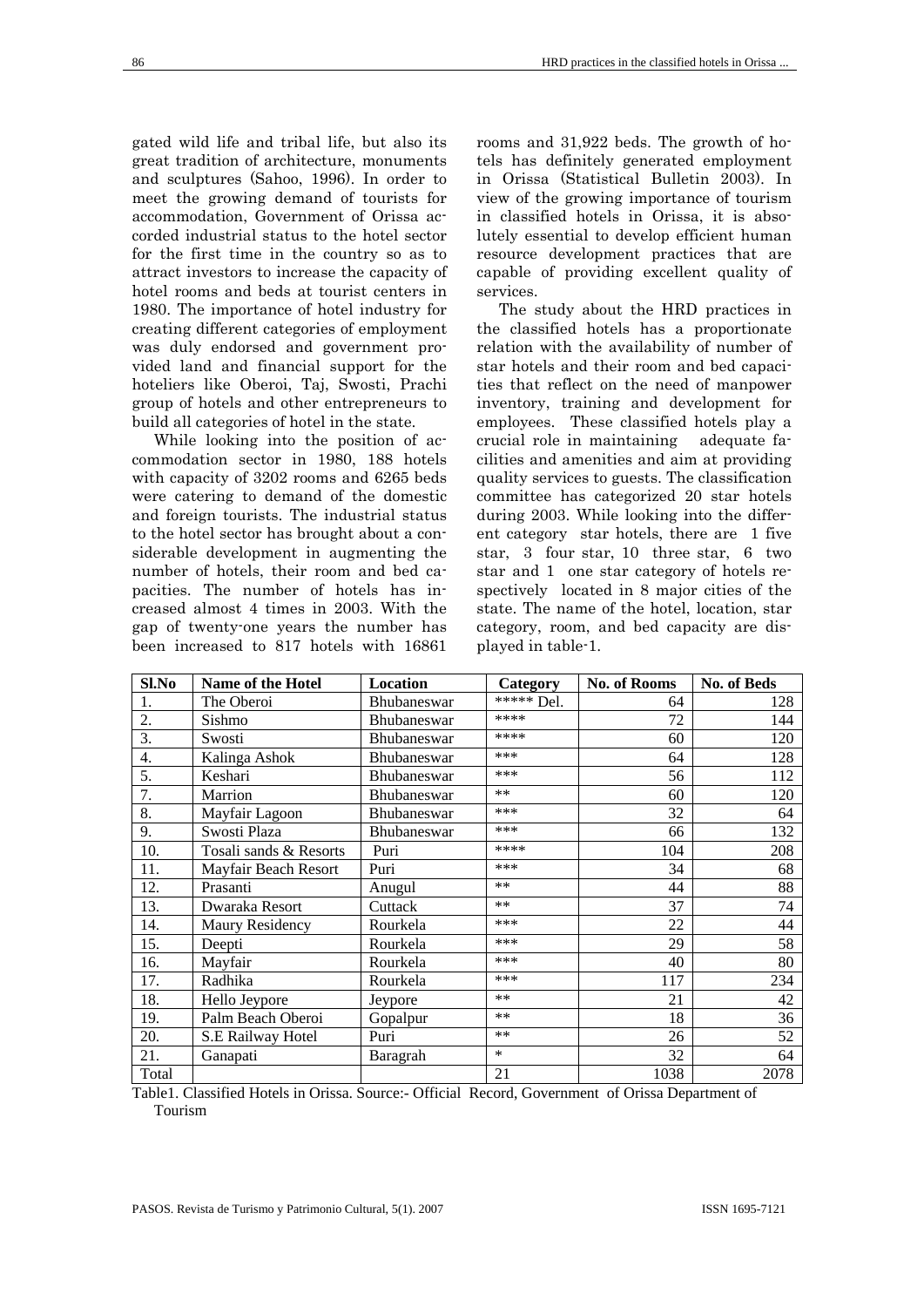gated wild life and tribal life, but also its great tradition of architecture, monuments and sculptures (Sahoo, 1996). In order to meet the growing demand of tourists for accommodation, Government of Orissa accorded industrial status to the hotel sector for the first time in the country so as to attract investors to increase the capacity of hotel rooms and beds at tourist centers in 1980. The importance of hotel industry for creating different categories of employment was duly endorsed and government provided land and financial support for the hoteliers like Oberoi, Taj, Swosti, Prachi group of hotels and other entrepreneurs to build all categories of hotel in the state.

While looking into the position of accommodation sector in 1980, 188 hotels with capacity of 3202 rooms and 6265 beds were catering to demand of the domestic and foreign tourists. The industrial status to the hotel sector has brought about a considerable development in augmenting the number of hotels, their room and bed capacities. The number of hotels has increased almost 4 times in 2003. With the gap of twenty-one years the number has been increased to 817 hotels with 16861 rooms and 31,922 beds. The growth of hotels has definitely generated employment in Orissa (Statistical Bulletin 2003). In view of the growing importance of tourism in classified hotels in Orissa, it is absolutely essential to develop efficient human resource development practices that are capable of providing excellent quality of services.

The study about the HRD practices in the classified hotels has a proportionate relation with the availability of number of star hotels and their room and bed capacities that reflect on the need of manpower inventory, training and development for employees. These classified hotels play a crucial role in maintaining adequate facilities and amenities and aim at providing quality services to guests. The classification committee has categorized 20 star hotels during 2003. While looking into the different category star hotels, there are 1 five star, 3 four star, 10 three star, 6 two star and 1 one star category of hotels respectively located in 8 major cities of the state. The name of the hotel, location, star category, room, and bed capacity are displayed in table-1.

| Sl.No | Name of the Hotel | Location | Category | No. of Rooms | No. of Beds |
|---|---|---|---|---|---|
| 1. | The Oberoi | Bhubaneswar | ***** Del. | 64 | 128 |
| 2. | Sishmo | Bhubaneswar | **** | 72 | 144 |
| 3. | Swosti | Bhubaneswar | **** | 60 | 120 |
| 4. | Kalinga Ashok | Bhubaneswar | *** | 64 | 128 |
| 5. | Keshari | Bhubaneswar | *** | 56 | 112 |
| 7. | Marrion | Bhubaneswar | ** | 60 | 120 |
| 8. | Mayfair Lagoon | Bhubaneswar | *** | 32 | 64 |
| 9. | Swosti Plaza | Bhubaneswar | *** | 66 | 132 |
| 10. | Tosali sands & Resorts | Puri | **** | 104 | 208 |
| 11. | Mayfair Beach Resort | Puri | *** | 34 | 68 |
| 12. | Prasanti | Anugul | ** | 44 | 88 |
| 13. | Dwaraka Resort | Cuttack | ** | 37 | 74 |
| 14. | Maury Residency | Rourkela | *** | 22 | 44 |
| 15. | Deepti | Rourkela | *** | 29 | 58 |
| 16. | Mayfair | Rourkela | *** | 40 | 80 |
| 17. | Radhika | Rourkela | *** | 117 | 234 |
| 18. | Hello Jeypore | Jeypore | ** | 21 | 42 |
| 19. | Palm Beach Oberoi | Gopalpur | ** | 18 | 36 |
| 20. | S.E Railway Hotel | Puri | ** | 26 | 52 |
| 21. | Ganapati | Baragrah | * | 32 | 64 |
| Total | | | 21 | 1038 | 2078 |

Table1. Classified Hotels in Orissa. Source:- Official Record, Government of Orissa Department of Tourism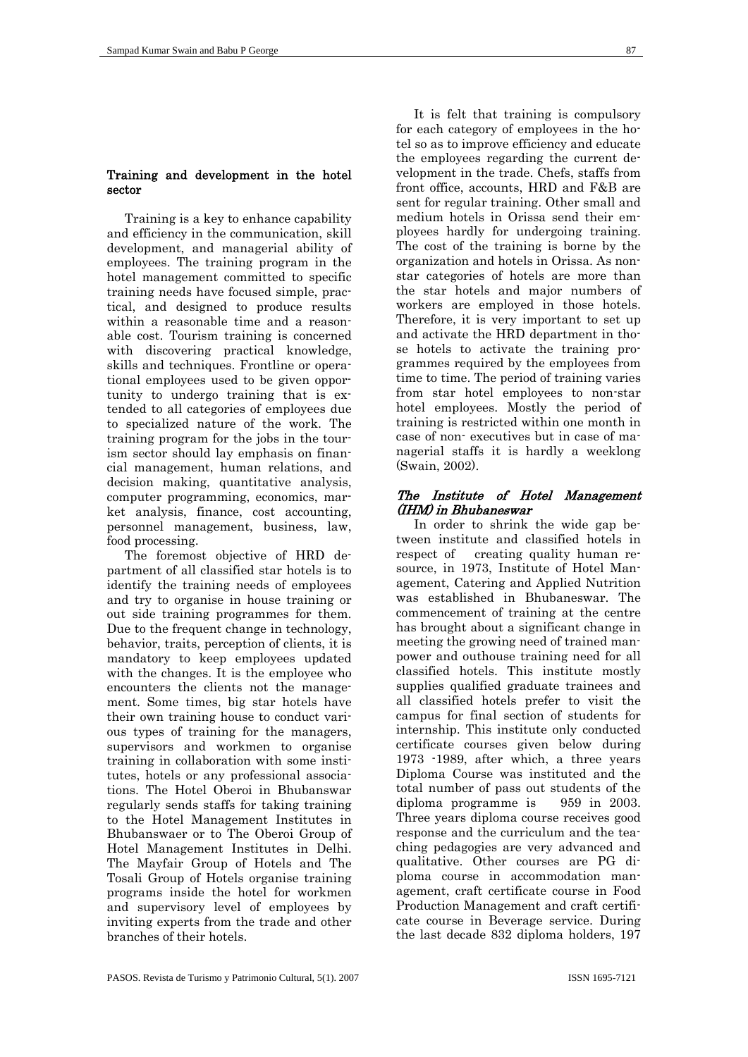### Training and development in the hotel sector

Training is a key to enhance capability and efficiency in the communication, skill development, and managerial ability of employees. The training program in the hotel management committed to specific training needs have focused simple, practical, and designed to produce results within a reasonable time and a reasonable cost. Tourism training is concerned with discovering practical knowledge, skills and techniques. Frontline or operational employees used to be given opportunity to undergo training that is extended to all categories of employees due to specialized nature of the work. The training program for the jobs in the tourism sector should lay emphasis on financial management, human relations, and decision making, quantitative analysis, computer programming, economics, market analysis, finance, cost accounting, personnel management, business, law, food processing.

The foremost objective of HRD department of all classified star hotels is to identify the training needs of employees and try to organise in house training or out side training programmes for them. Due to the frequent change in technology, behavior, traits, perception of clients, it is mandatory to keep employees updated with the changes. It is the employee who encounters the clients not the management. Some times, big star hotels have their own training house to conduct various types of training for the managers, supervisors and workmen to organise training in collaboration with some institutes, hotels or any professional associations. The Hotel Oberoi in Bhubanswar regularly sends staffs for taking training to the Hotel Management Institutes in Bhubanswaer or to The Oberoi Group of Hotel Management Institutes in Delhi. The Mayfair Group of Hotels and The Tosali Group of Hotels organise training programs inside the hotel for workmen and supervisory level of employees by inviting experts from the trade and other branches of their hotels.

It is felt that training is compulsory for each category of employees in the hotel so as to improve efficiency and educate the employees regarding the current development in the trade. Chefs, staffs from front office, accounts, HRD and F&B are sent for regular training. Other small and medium hotels in Orissa send their employees hardly for undergoing training. The cost of the training is borne by the organization and hotels in Orissa. As non-star categories of hotels are more than the star hotels and major numbers of workers are employed in those hotels. Therefore, it is very important to set up and activate the HRD department in those hotels to activate the training programmes required by the employees from time to time. The period of training varies from star hotel employees to non-star hotel employees. Mostly the period of training is restricted within one month in case of non- executives but in case of managerial staffs it is hardly a weeklong (Swain, 2002).

### *The Institute of Hotel Management (IHM) in Bhubaneswar*

In order to shrink the wide gap between institute and classified hotels in respect of creating quality human resource, in 1973, Institute of Hotel Management, Catering and Applied Nutrition was established in Bhubaneswar. The commencement of training at the centre has brought about a significant change in meeting the growing need of trained manpower and outhouse training need for all classified hotels. This institute mostly supplies qualified graduate trainees and all classified hotels prefer to visit the campus for final section of students for internship. This institute only conducted certificate courses given below during 1973 -1989, after which, a three years Diploma Course was instituted and the total number of pass out students of the diploma programme is 959 in 2003. Three years diploma course receives good response and the curriculum and the teaching pedagogies are very advanced and qualitative. Other courses are PG diploma course in accommodation management, craft certificate course in Food Production Management and craft certificate course in Beverage service. During the last decade 832 diploma holders, 197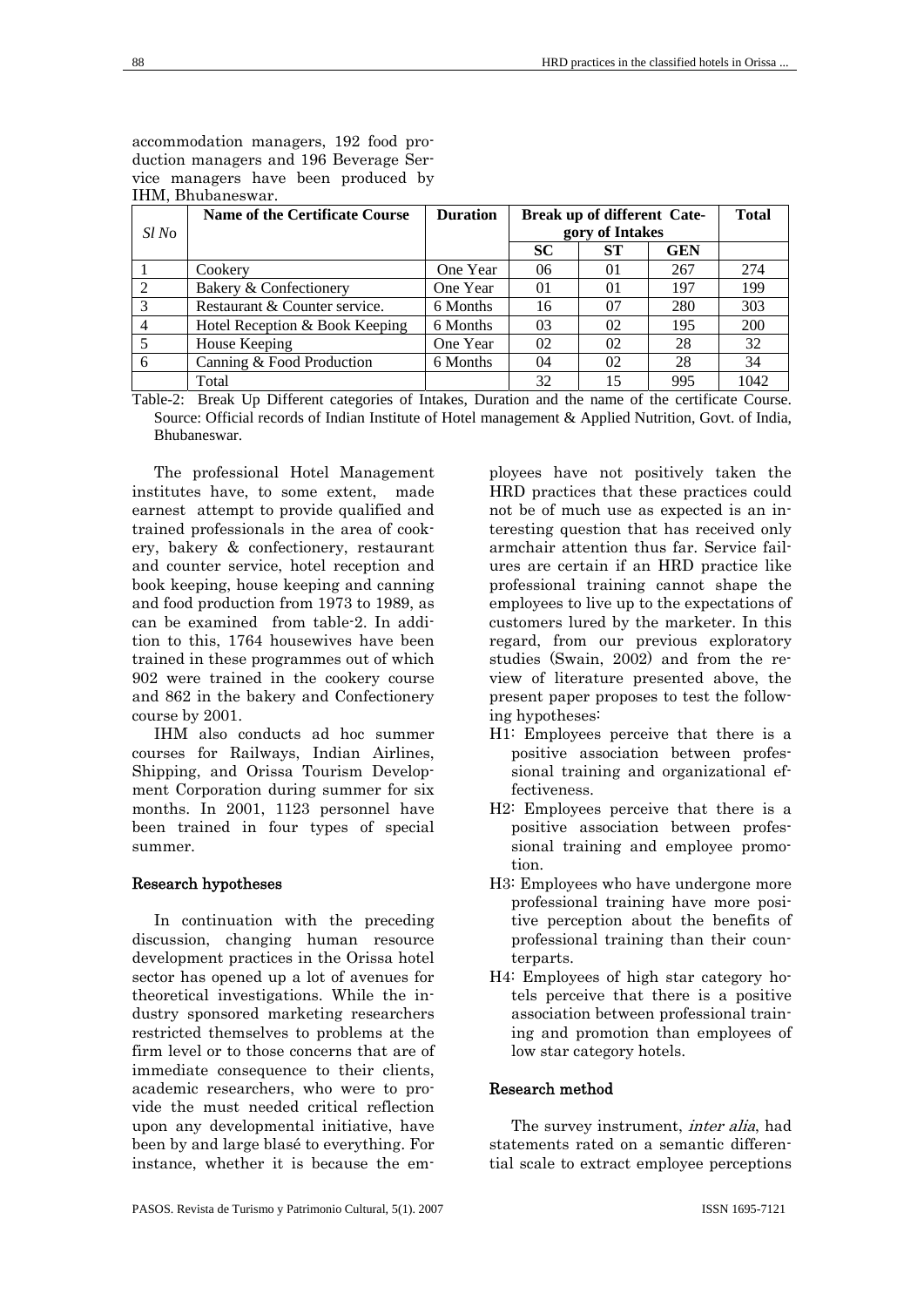accommodation managers, 192 food production managers and 196 Beverage Service managers have been produced by IHM, Bhubaneswar.

| Sl No | Name of the Certificate Course | Duration | Break up of different Category of Intakes | | | Total |
|---|---|---|---|---|---|---|
| | | | SC | ST | GEN | |
| 1 | Cookery | One Year | 06 | 01 | 267 | 274 |
| 2 | Bakery & Confectionery | One Year | 01 | 01 | 197 | 199 |
| 3 | Restaurant & Counter service. | 6 Months | 16 | 07 | 280 | 303 |
| 4 | Hotel Reception & Book Keeping | 6 Months | 03 | 02 | 195 | 200 |
| 5 | House Keeping | One Year | 02 | 02 | 28 | 32 |
| 6 | Canning & Food Production | 6 Months | 04 | 02 | 28 | 34 |
| | Total | | 32 | 15 | 995 | 1042 |

Table-2: Break Up Different categories of Intakes, Duration and the name of the certificate Course. Source: Official records of Indian Institute of Hotel management & Applied Nutrition, Govt. of India, Bhubaneswar.

The professional Hotel Management institutes have, to some extent, made earnest attempt to provide qualified and trained professionals in the area of cookery, bakery & confectionery, restaurant and counter service, hotel reception and book keeping, house keeping and canning and food production from 1973 to 1989, as can be examined from table-2. In addition to this, 1764 housewives have been trained in these programmes out of which 902 were trained in the cookery course and 862 in the bakery and Confectionery course by 2001.

IHM also conducts ad hoc summer courses for Railways, Indian Airlines, Shipping, and Orissa Tourism Development Corporation during summer for six months. In 2001, 1123 personnel have been trained in four types of special summer.

### Research hypotheses

In continuation with the preceding discussion, changing human resource development practices in the Orissa hotel sector has opened up a lot of avenues for theoretical investigations. While the industry sponsored marketing researchers restricted themselves to problems at the firm level or to those concerns that are of immediate consequence to their clients, academic researchers, who were to provide the must needed critical reflection upon any developmental initiative, have been by and large blasé to everything. For instance, whether it is because the employees have not positively taken the HRD practices that these practices could not be of much use as expected is an interesting question that has received only armchair attention thus far. Service failures are certain if an HRD practice like professional training cannot shape the employees to live up to the expectations of customers lured by the marketer. In this regard, from our previous exploratory studies (Swain, 2002) and from the review of literature presented above, the present paper proposes to test the following hypotheses:

- H1: Employees perceive that there is a positive association between professional training and organizational effectiveness.
- H2: Employees perceive that there is a positive association between professional training and employee promotion.
- H3: Employees who have undergone more professional training have more positive perception about the benefits of professional training than their counterparts.
- H4: Employees of high star category hotels perceive that there is a positive association between professional training and promotion than employees of low star category hotels.

### Research method

The survey instrument, *inter alia*, had statements rated on a semantic differential scale to extract employee perceptions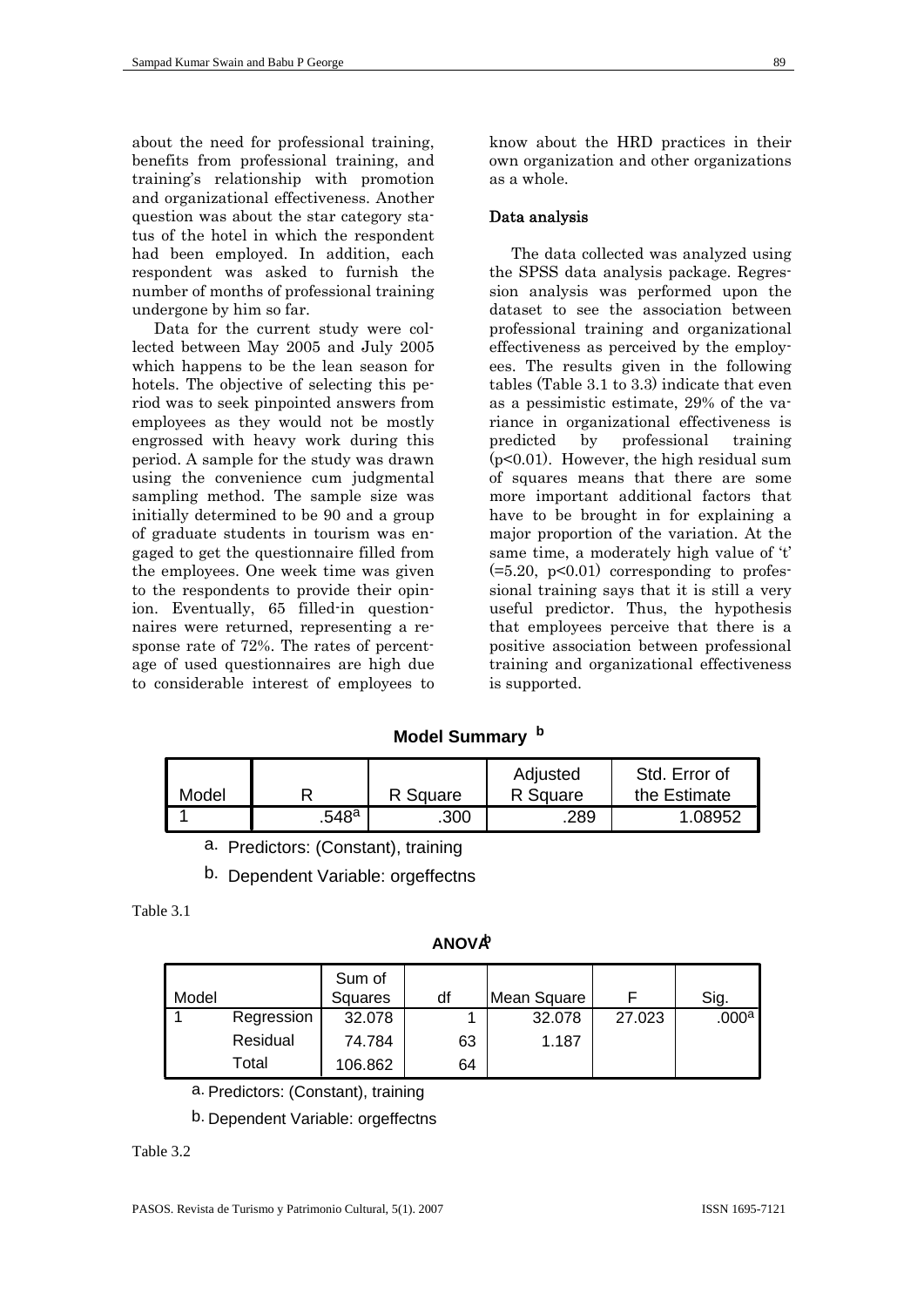about the need for professional training, benefits from professional training, and training's relationship with promotion and organizational effectiveness. Another question was about the star category status of the hotel in which the respondent had been employed. In addition, each respondent was asked to furnish the number of months of professional training undergone by him so far.

Data for the current study were collected between May 2005 and July 2005 which happens to be the lean season for hotels. The objective of selecting this period was to seek pinpointed answers from employees as they would not be mostly engrossed with heavy work during this period. A sample for the study was drawn using the convenience cum judgmental sampling method. The sample size was initially determined to be 90 and a group of graduate students in tourism was engaged to get the questionnaire filled from the employees. One week time was given to the respondents to provide their opinion. Eventually, 65 filled-in questionnaires were returned, representing a response rate of 72%. The rates of percentage of used questionnaires are high due to considerable interest of employees to know about the HRD practices in their own organization and other organizations as a whole.

### Data analysis

The data collected was analyzed using the SPSS data analysis package. Regression analysis was performed upon the dataset to see the association between professional training and organizational effectiveness as perceived by the employees. The results given in the following tables (Table 3.1 to 3.3) indicate that even as a pessimistic estimate, 29% of the variance in organizational effectiveness is predicted by professional training ($p<0.01$). However, the high residual sum of squares means that there are some more important additional factors that have to be brought in for explaining a major proportion of the variation. At the same time, a moderately high value of 't' ($=5.20$, $p<0.01$) corresponding to professional training says that it is still a very useful predictor. Thus, the hypothesis that employees perceive that there is a positive association between professional training and organizational effectiveness is supported.

**Model Summary [b]**

| Model | R | R Square | Adjusted R Square | Std. Error of the Estimate |
|---|---|---|---|---|
| 1 | .548[a] | .300 | .289 | 1.08952 |

a. Predictors: (Constant), training

b. Dependent Variable: orgeffectns

Table 3.1

**ANOVA[b]**

| Model | | Sum of Squares | df | Mean Square | F | Sig. |
|---|---|---|---|---|---|---|
| 1 | Regression | 32.078 | 1 | 32.078 | 27.023 | .000[a] |
| | Residual | 74.784 | 63 | 1.187 | | |
| | Total | 106.862 | 64 | | | |

a. Predictors: (Constant), training

b. Dependent Variable: orgeffectns

Table 3.2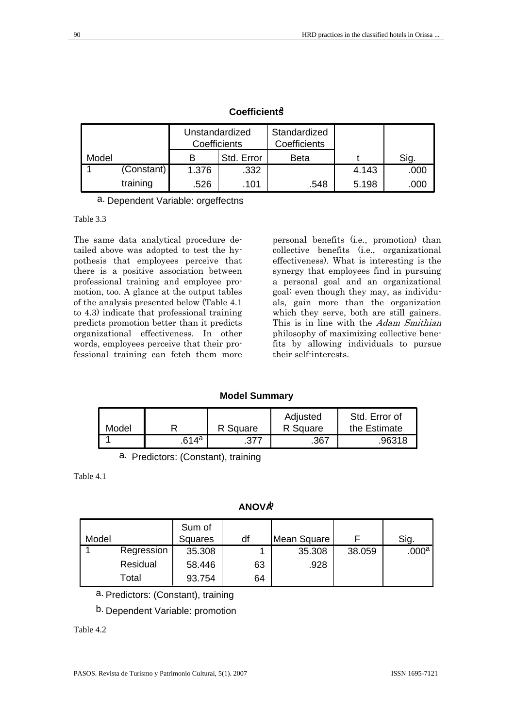**Coefficients[a]**

| Model | | Unstandardized Coefficients | | Standardized Coefficients | | |
|---|---|---|---|---|---|---|
| | | B | Std. Error | Beta | t | Sig. |
| 1 | (Constant) | 1.376 | .332 | | 4.143 | .000 |
| | training | .526 | .101 | .548 | 5.198 | .000 |

a. Dependent Variable: orgeffectns

Table 3.3

The same data analytical procedure detailed above was adopted to test the hypothesis that employees perceive that there is a positive association between professional training and employee promotion, too. A glance at the output tables of the analysis presented below (Table 4.1 to 4.3) indicate that professional training predicts promotion better than it predicts organizational effectiveness. In other words, employees perceive that their professional training can fetch them more personal benefits (i.e., promotion) than collective benefits (i.e., organizational effectiveness). What is interesting is the synergy that employees find in pursuing a personal goal and an organizational goal: even though they may, as individuals, gain more than the organization which they serve, both are still gainers. This is in line with the *Adam Smithian* philosophy of maximizing collective benefits by allowing individuals to pursue their self-interests.

**Model Summary**

| Model | R | R Square | Adjusted R Square | Std. Error of the Estimate |
|---|---|---|---|---|
| 1 | .614[a] | .377 | .367 | .96318 |

a. Predictors: (Constant), training

Table 4.1

**ANOVA[b]**

| Model | | Sum of Squares | df | Mean Square | F | Sig. |
|---|---|---|---|---|---|---|
| 1 | Regression | 35.308 | 1 | 35.308 | 38.059 | .000[a] |
| | Residual | 58.446 | 63 | .928 | | |
| | Total | 93.754 | 64 | | | |

a. Predictors: (Constant), training

b. Dependent Variable: promotion

Table 4.2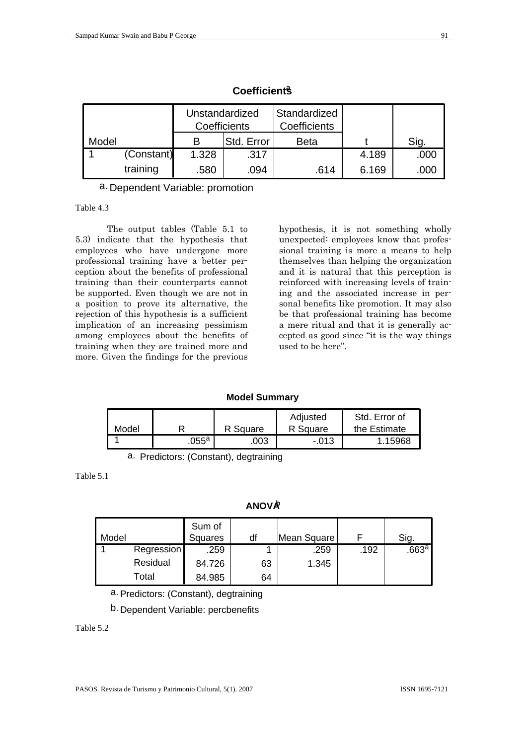**Coefficients[a]**

| Model | | Unstandardized Coefficients | | Standardized Coefficients | | |
|---|---|---|---|---|---|---|
| | | B | Std. Error | Beta | t | Sig. |
| 1 | (Constant) | 1.328 | .317 | | 4.189 | .000 |
| | training | .580 | .094 | .614 | 6.169 | .000 |

a. Dependent Variable: promotion

Table 4.3

The output tables (Table 5.1 to 5.3) indicate that the hypothesis that employees who have undergone more professional training have a better perception about the benefits of professional training than their counterparts cannot be supported. Even though we are not in a position to prove its alternative, the rejection of this hypothesis is a sufficient implication of an increasing pessimism among employees about the benefits of training when they are trained more and more. Given the findings for the previous hypothesis, it is not something wholly unexpected: employees know that professional training is more a means to help themselves than helping the organization and it is natural that this perception is reinforced with increasing levels of training and the associated increase in personal benefits like promotion. It may also be that professional training has become a mere ritual and that it is generally accepted as good since "it is the way things used to be here".

**Model Summary**

| Model | R | R Square | Adjusted R Square | Std. Error of the Estimate |
|---|---|---|---|---|
| 1 | .055[a] | .003 | -.013 | 1.15968 |

a. Predictors: (Constant), degtraining

Table 5.1

**ANOVA[b]**

| Model | | Sum of Squares | df | Mean Square | F | Sig. |
|---|---|---|---|---|---|---|
| 1 | Regression | .259 | 1 | .259 | .192 | .663[a] |
| | Residual | 84.726 | 63 | 1.345 | | |
| | Total | 84.985 | 64 | | | |

a. Predictors: (Constant), degtraining

b. Dependent Variable: percbenefits

Table 5.2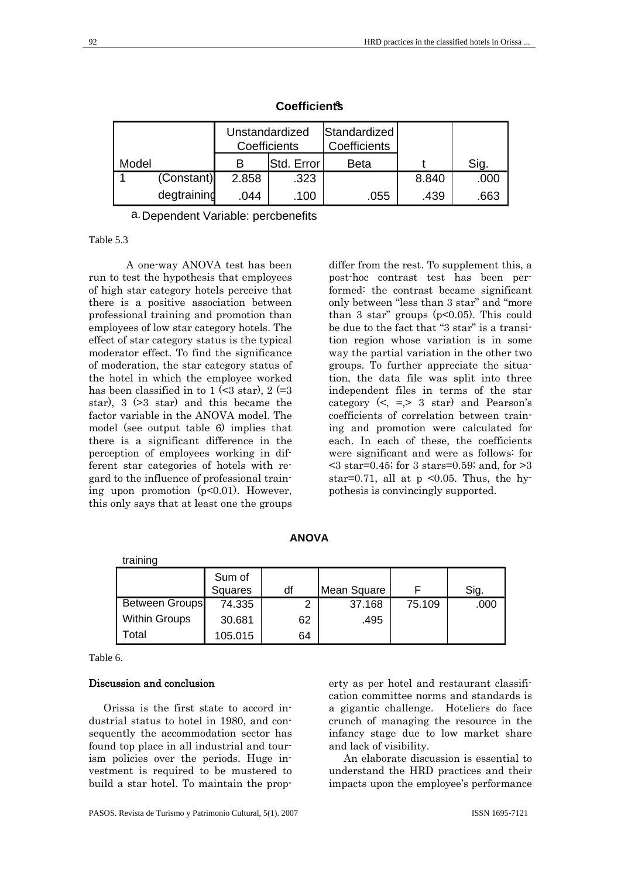**Coefficients[a]**

| Model | | Unstandardized Coefficients | | Standardized Coefficients | t | Sig. |
|---|---|---|---|---|---|---|
| | | B | Std. Error | Beta | | |
| 1 | (Constant) | 2.858 | .323 | | 8.840 | .000 |
| | degtraining | .044 | .100 | .055 | .439 | .663 |

a. Dependent Variable: percbenefits

Table 5.3

A one-way ANOVA test has been run to test the hypothesis that employees of high star category hotels perceive that there is a positive association between professional training and promotion than employees of low star category hotels. The effect of star category status is the typical moderator effect. To find the significance of moderation, the star category status of the hotel in which the employee worked has been classified in to 1 (<3 star), 2 (=3 star), 3 (>3 star) and this became the factor variable in the ANOVA model. The model (see output table 6) implies that there is a significant difference in the perception of employees working in different star categories of hotels with regard to the influence of professional training upon promotion ($p<0.01$). However, this only says that at least one the groups differ from the rest. To supplement this, a post-hoc contrast test has been performed: the contrast became significant only between "less than 3 star" and "more than 3 star" groups ($p<0.05$). This could be due to the fact that "3 star" is a transition region whose variation is in some way the partial variation in the other two groups. To further appreciate the situation, the data file was split into three independent files in terms of the star category (<, =,> 3 star) and Pearson's coefficients of correlation between training and promotion were calculated for each. In each of these, the coefficients were significant and were as follows: for <3 star=0.45; for 3 stars=0.59; and, for >3 star=0.71, all at $p<0.05$. Thus, the hypothesis is convincingly supported.

**ANOVA**

training

| | Sum of Squares | df | Mean Square | F | Sig. |
|---|---|---|---|---|---|
| Between Groups | 74.335 | 2 | 37.168 | 75.109 | .000 |
| Within Groups | 30.681 | 62 | .495 | | |
| Total | 105.015 | 64 | | | |

Table 6.

## Discussion and conclusion

Orissa is the first state to accord industrial status to hotel in 1980, and consequently the accommodation sector has found top place in all industrial and tourism policies over the periods. Huge investment is required to be mustered to build a star hotel. To maintain the property as per hotel and restaurant classification committee norms and standards is a gigantic challenge. Hoteliers do face crunch of managing the resource in the infancy stage due to low market share and lack of visibility.

An elaborate discussion is essential to understand the HRD practices and their impacts upon the employee's performance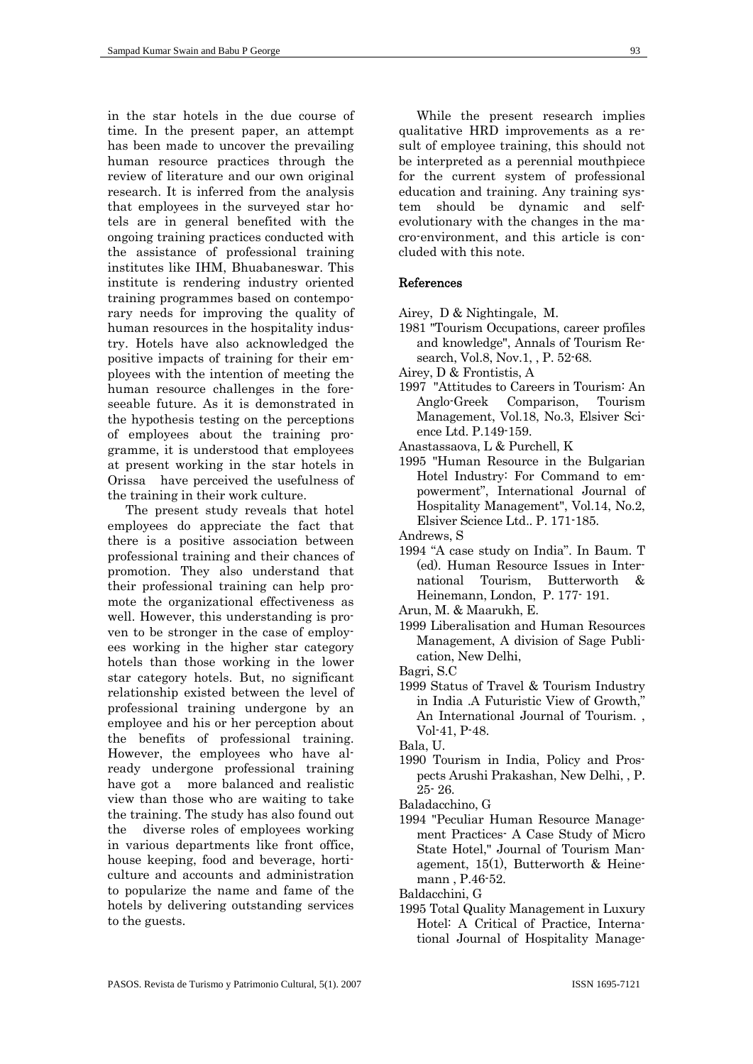in the star hotels in the due course of time. In the present paper, an attempt has been made to uncover the prevailing human resource practices through the review of literature and our own original research. It is inferred from the analysis that employees in the surveyed star hotels are in general benefited with the ongoing training practices conducted with the assistance of professional training institutes like IHM, Bhuabaneswar. This institute is rendering industry oriented training programmes based on contemporary needs for improving the quality of human resources in the hospitality industry. Hotels have also acknowledged the positive impacts of training for their employees with the intention of meeting the human resource challenges in the foreseeable future. As it is demonstrated in the hypothesis testing on the perceptions of employees about the training programme, it is understood that employees at present working in the star hotels in Orissa have perceived the usefulness of the training in their work culture.

The present study reveals that hotel employees do appreciate the fact that there is a positive association between professional training and their chances of promotion. They also understand that their professional training can help promote the organizational effectiveness as well. However, this understanding is proven to be stronger in the case of employees working in the higher star category hotels than those working in the lower star category hotels. But, no significant relationship existed between the level of professional training undergone by an employee and his or her perception about the benefits of professional training. However, the employees who have already undergone professional training have got a more balanced and realistic view than those who are waiting to take the training. The study has also found out the diverse roles of employees working in various departments like front office, house keeping, food and beverage, horticulture and accounts and administration to popularize the name and fame of the hotels by delivering outstanding services to the guests.

While the present research implies qualitative HRD improvements as a result of employee training, this should not be interpreted as a perennial mouthpiece for the current system of professional education and training. Any training system should be dynamic and self-evolutionary with the changes in the macro-environment, and this article is concluded with this note.

## References

Airey, D & Nightingale, M.
1981 "Tourism Occupations, career profiles and knowledge", Annals of Tourism Research, Vol.8, Nov.1, , P. 52-68.

Airey, D & Frontistis, A
1997 "Attitudes to Careers in Tourism: An Anglo-Greek Comparison, Tourism Management, Vol.18, No.3, Elsiver Science Ltd. P.149-159.

Anastassaova, L & Purchell, K
1995 "Human Resource in the Bulgarian Hotel Industry: For Command to empowerment", International Journal of Hospitality Management", Vol.14, No.2, Elsiver Science Ltd.. P. 171-185.

Andrews, S
1994 "A case study on India". In Baum. T (ed). Human Resource Issues in International Tourism, Butterworth & Heinemann, London, P. 177- 191.

Arun, M. & Maarukh, E.
1999 Liberalisation and Human Resources Management, A division of Sage Publication, New Delhi,

Bagri, S.C
1999 Status of Travel & Tourism Industry in India .A Futuristic View of Growth," An International Journal of Tourism. , Vol-41, P-48.

Bala, U.
1990 Tourism in India, Policy and Prospects Arushi Prakashan, New Delhi, , P. 25- 26.

Baladacchino, G
1994 "Peculiar Human Resource Management Practices- A Case Study of Micro State Hotel," Journal of Tourism Management, 15(1), Butterworth & Heinemann , P.46-52.

Baldacchini, G
1995 Total Quality Management in Luxury Hotel: A Critical of Practice, International Journal of Hospitality Manage-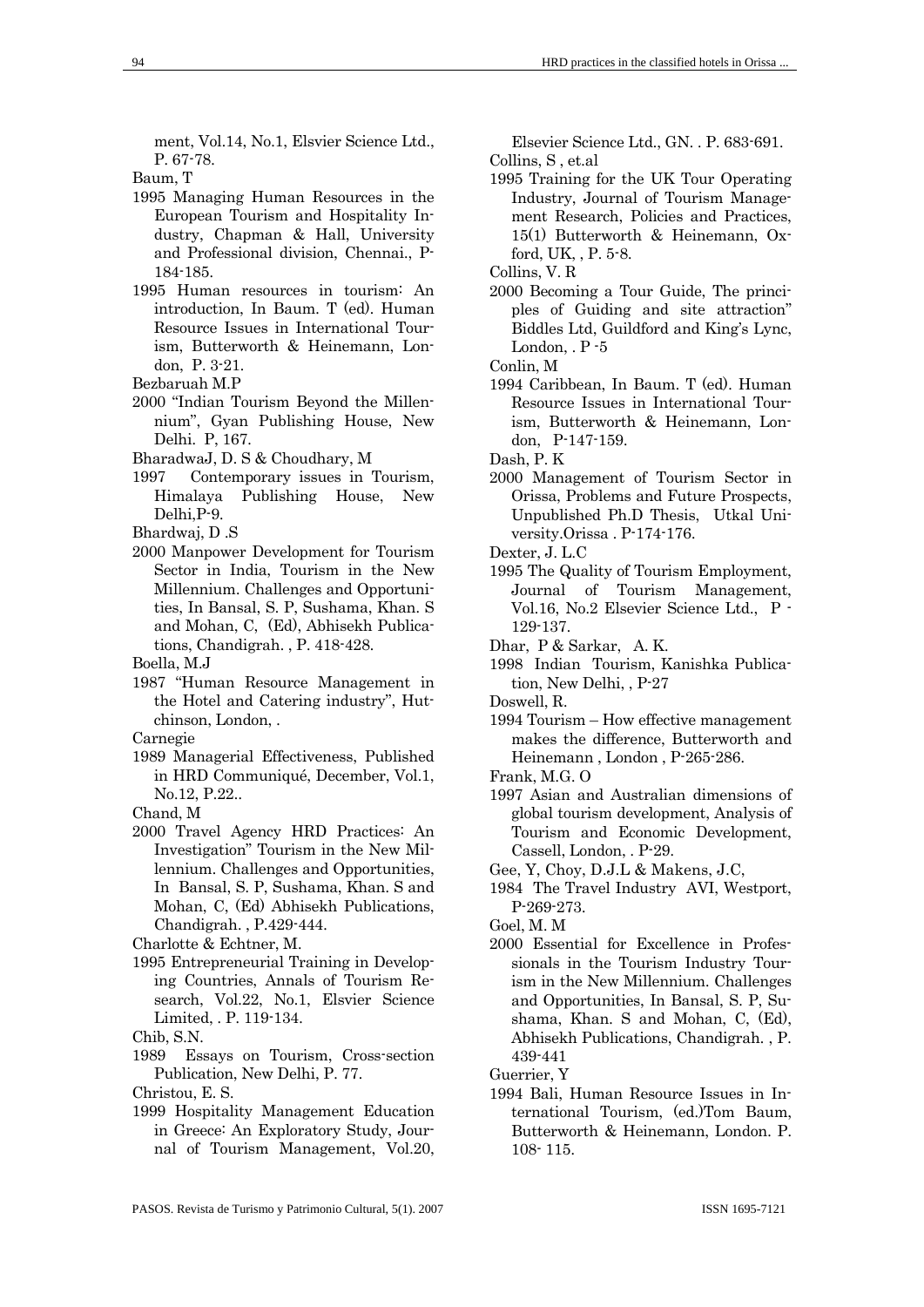ment, Vol.14, No.1, Elsvier Science Ltd., P. 67-78.

Baum, T

1995 Managing Human Resources in the European Tourism and Hospitality Industry, Chapman & Hall, University and Professional division, Chennai., P-184-185.

1995 Human resources in tourism: An introduction, In Baum. T (ed). Human Resource Issues in International Tourism, Butterworth & Heinemann, London, P. 3-21.

Bezbaruah M.P

2000 "Indian Tourism Beyond the Millennium", Gyan Publishing House, New Delhi. P, 167.

BharadwaJ, D. S & Choudhary, M

1997 Contemporary issues in Tourism, Himalaya Publishing House, New Delhi,P-9.

Bhardwaj, D .S

2000 Manpower Development for Tourism Sector in India, Tourism in the New Millennium. Challenges and Opportunities, In Bansal, S. P, Sushama, Khan. S and Mohan, C, (Ed), Abhisekh Publications, Chandigrah. , P. 418-428.

Boella, M.J

1987 "Human Resource Management in the Hotel and Catering industry", Hutchinson, London, .

Carnegie

1989 Managerial Effectiveness, Published in HRD Communiqué, December, Vol.1, No.12, P.22..

Chand, M

2000 Travel Agency HRD Practices: An Investigation" Tourism in the New Millennium. Challenges and Opportunities, In Bansal, S. P, Sushama, Khan. S and Mohan, C, (Ed) Abhisekh Publications, Chandigrah. , P.429-444.

Charlotte & Echtner, M.

1995 Entrepreneurial Training in Developing Countries, Annals of Tourism Research, Vol.22, No.1, Elsvier Science Limited, . P. 119-134.

Chib, S.N.

1989 Essays on Tourism, Cross-section Publication, New Delhi, P. 77.

Christou, E. S.

1999 Hospitality Management Education in Greece: An Exploratory Study, Journal of Tourism Management, Vol.20, Elsevier Science Ltd., GN. . P. 683-691.

Collins, S , et.al

1995 Training for the UK Tour Operating Industry, Journal of Tourism Management Research, Policies and Practices, 15(1) Butterworth & Heinemann, Oxford, UK, , P. 5-8.

Collins, V. R

2000 Becoming a Tour Guide, The principles of Guiding and site attraction" Biddles Ltd, Guildford and King's Lync, London, . P -5

Conlin, M

1994 Caribbean, In Baum. T (ed). Human Resource Issues in International Tourism, Butterworth & Heinemann, London, P-147-159.

Dash, P. K

2000 Management of Tourism Sector in Orissa, Problems and Future Prospects, Unpublished Ph.D Thesis, Utkal University.Orissa . P-174-176.

Dexter, J. L.C

1995 The Quality of Tourism Employment, Journal of Tourism Management, Vol.16, No.2 Elsevier Science Ltd., P - 129-137.

Dhar, P & Sarkar, A. K.

1998 Indian Tourism, Kanishka Publication, New Delhi, , P-27

Doswell, R.

1994 Tourism – How effective management makes the difference, Butterworth and Heinemann , London , P-265-286.

Frank, M.G. O

1997 Asian and Australian dimensions of global tourism development, Analysis of Tourism and Economic Development, Cassell, London, . P-29.

Gee, Y, Choy, D.J.L & Makens, J.C,

1984 The Travel Industry AVI, Westport, P-269-273.

Goel, M. M

2000 Essential for Excellence in Professionals in the Tourism Industry Tourism in the New Millennium. Challenges and Opportunities, In Bansal, S. P, Sushama, Khan. S and Mohan, C, (Ed), Abhisekh Publications, Chandigrah. , P. 439-441

Guerrier, Y

1994 Bali, Human Resource Issues in International Tourism, (ed.)Tom Baum, Butterworth & Heinemann, London. P. 108- 115.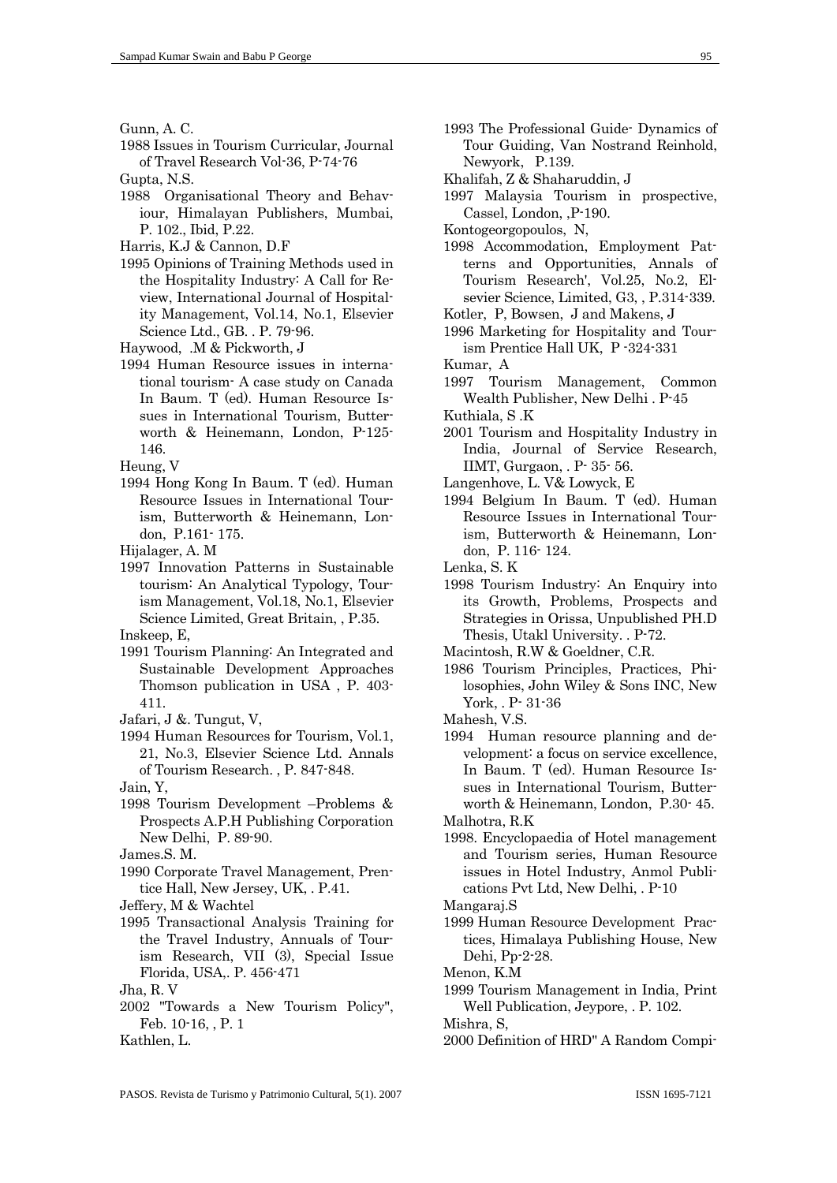Gunn, A. C.

1988 Issues in Tourism Curricular, Journal of Travel Research Vol-36, P-74-76

Gupta, N.S.

1988 Organisational Theory and Behaviour, Himalayan Publishers, Mumbai, P. 102., Ibid, P.22.

Harris, K.J & Cannon, D.F

1995 Opinions of Training Methods used in the Hospitality Industry: A Call for Review, International Journal of Hospitality Management, Vol.14, No.1, Elsevier Science Ltd., GB. . P. 79-96.

Haywood, .M & Pickworth, J

1994 Human Resource issues in international tourism- A case study on Canada In Baum. T (ed). Human Resource Issues in International Tourism, Butterworth & Heinemann, London, P-125-146.

Heung, V

1994 Hong Kong In Baum. T (ed). Human Resource Issues in International Tourism, Butterworth & Heinemann, London, P.161- 175.

Hijalager, A. M

1997 Innovation Patterns in Sustainable tourism: An Analytical Typology, Tourism Management, Vol.18, No.1, Elsevier Science Limited, Great Britain, , P.35.

Inskeep, E,

1991 Tourism Planning: An Integrated and Sustainable Development Approaches Thomson publication in USA , P. 403-411.

Jafari, J &. Tungut, V,

1994 Human Resources for Tourism, Vol.1, 21, No.3, Elsevier Science Ltd. Annals of Tourism Research. , P. 847-848.

Jain, Y,

1998 Tourism Development –Problems & Prospects A.P.H Publishing Corporation New Delhi, P. 89-90.

James.S. M.

1990 Corporate Travel Management, Prentice Hall, New Jersey, UK, . P.41.

Jeffery, M & Wachtel

1995 Transactional Analysis Training for the Travel Industry, Annuals of Tourism Research, VII (3), Special Issue Florida, USA,. P. 456-471

Jha, R. V

2002 "Towards a New Tourism Policy", Feb. 10-16, , P. 1

Kathlen, L.

1993 The Professional Guide- Dynamics of Tour Guiding, Van Nostrand Reinhold, Newyork, P.139.

Khalifah, Z & Shaharuddin, J

1997 Malaysia Tourism in prospective, Cassel, London, ,P-190.

Kontogeorgopoulos, N,

1998 Accommodation, Employment Patterns and Opportunities, Annals of Tourism Research', Vol.25, No.2, Elsevier Science, Limited, G3, , P.314-339.

Kotler, P, Bowsen, J and Makens, J

1996 Marketing for Hospitality and Tourism Prentice Hall UK, P -324-331

Kumar, A

1997 Tourism Management, Common Wealth Publisher, New Delhi . P-45

Kuthiala, S .K

2001 Tourism and Hospitality Industry in India, Journal of Service Research, IIMT, Gurgaon, . P- 35- 56.

Langenhove, L. V& Lowyck, E

1994 Belgium In Baum. T (ed). Human Resource Issues in International Tourism, Butterworth & Heinemann, London, P. 116- 124.

Lenka, S. K

1998 Tourism Industry: An Enquiry into its Growth, Problems, Prospects and Strategies in Orissa, Unpublished PH.D Thesis, Utakl University. . P-72.

Macintosh, R.W & Goeldner, C.R.

1986 Tourism Principles, Practices, Philosophies, John Wiley & Sons INC, New York, . P- 31-36

Mahesh, V.S.

1994 Human resource planning and development: a focus on service excellence, In Baum. T (ed). Human Resource Issues in International Tourism, Butterworth & Heinemann, London, P.30- 45.

Malhotra, R.K

1998. Encyclopaedia of Hotel management and Tourism series, Human Resource issues in Hotel Industry, Anmol Publications Pvt Ltd, New Delhi, . P-10

Mangaraj.S

1999 Human Resource Development Practices, Himalaya Publishing House, New Dehi, Pp-2-28.

Menon, K.M

1999 Tourism Management in India, Print Well Publication, Jeypore, . P. 102.

Mishra, S,

2000 Definition of HRD" A Random Compi-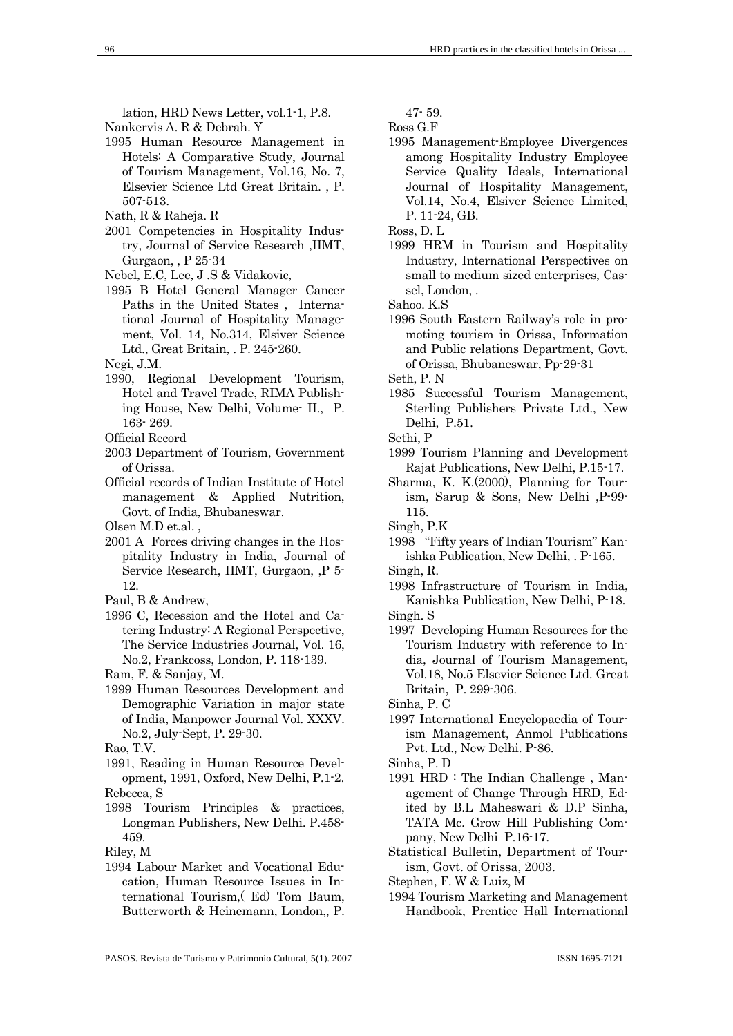lation, HRD News Letter, vol.1-1, P.8.

Nankervis A. R & Debrah. Y

1995 Human Resource Management in Hotels: A Comparative Study, Journal of Tourism Management, Vol.16, No. 7, Elsevier Science Ltd Great Britain. , P. 507-513.

Nath, R & Raheja. R

2001 Competencies in Hospitality Industry, Journal of Service Research ,IIMT, Gurgaon, , P 25-34

Nebel, E.C, Lee, J .S & Vidakovic,

1995 B Hotel General Manager Cancer Paths in the United States , International Journal of Hospitality Management, Vol. 14, No.314, Elsiver Science Ltd., Great Britain, . P. 245-260.

Negi, J.M.

1990, Regional Development Tourism, Hotel and Travel Trade, RIMA Publishing House, New Delhi, Volume- II., P. 163- 269.

Official Record

2003 Department of Tourism, Government of Orissa.

Official records of Indian Institute of Hotel management & Applied Nutrition, Govt. of India, Bhubaneswar.

Olsen M.D et.al. ,

2001 A Forces driving changes in the Hospitality Industry in India, Journal of Service Research, IIMT, Gurgaon, ,P 5-12.

Paul, B & Andrew,

1996 C, Recession and the Hotel and Catering Industry: A Regional Perspective, The Service Industries Journal, Vol. 16, No.2, Frankcoss, London, P. 118-139.

Ram, F. & Sanjay, M.

1999 Human Resources Development and Demographic Variation in major state of India, Manpower Journal Vol. XXXV. No.2, July-Sept, P. 29-30.

Rao, T.V.

1991, Reading in Human Resource Development, 1991, Oxford, New Delhi, P.1-2.

Rebecca, S

1998 Tourism Principles & practices, Longman Publishers, New Delhi. P.458-459.

Riley, M

1994 Labour Market and Vocational Education, Human Resource Issues in International Tourism,( Ed) Tom Baum, Butterworth & Heinemann, London,, P. 47- 59.

Ross G.F

1995 Management-Employee Divergences among Hospitality Industry Employee Service Quality Ideals, International Journal of Hospitality Management, Vol.14, No.4, Elsiver Science Limited, P. 11-24, GB.

Ross, D. L

1999 HRM in Tourism and Hospitality Industry, International Perspectives on small to medium sized enterprises, Cassel, London, .

Sahoo. K.S

1996 South Eastern Railway's role in promoting tourism in Orissa, Information and Public relations Department, Govt. of Orissa, Bhubaneswar, Pp-29-31

Seth, P. N

1985 Successful Tourism Management, Sterling Publishers Private Ltd., New Delhi, P.51.

Sethi, P

1999 Tourism Planning and Development Rajat Publications, New Delhi, P.15-17.

Sharma, K. K.(2000), Planning for Tourism, Sarup & Sons, New Delhi ,P-99-115.

Singh, P.K

1998 "Fifty years of Indian Tourism" Kanishka Publication, New Delhi, . P-165.

Singh, R.

1998 Infrastructure of Tourism in India, Kanishka Publication, New Delhi, P-18.

Singh. S

1997 Developing Human Resources for the Tourism Industry with reference to India, Journal of Tourism Management, Vol.18, No.5 Elsevier Science Ltd. Great Britain, P. 299-306.

Sinha, P. C

1997 International Encyclopaedia of Tourism Management, Anmol Publications Pvt. Ltd., New Delhi. P-86.

Sinha, P. D

1991 HRD : The Indian Challenge , Management of Change Through HRD, Edited by B.L Maheswari & D.P Sinha, TATA Mc. Grow Hill Publishing Company, New Delhi P.16-17.

Statistical Bulletin, Department of Tourism, Govt. of Orissa, 2003.

Stephen, F. W & Luiz, M

1994 Tourism Marketing and Management Handbook, Prentice Hall International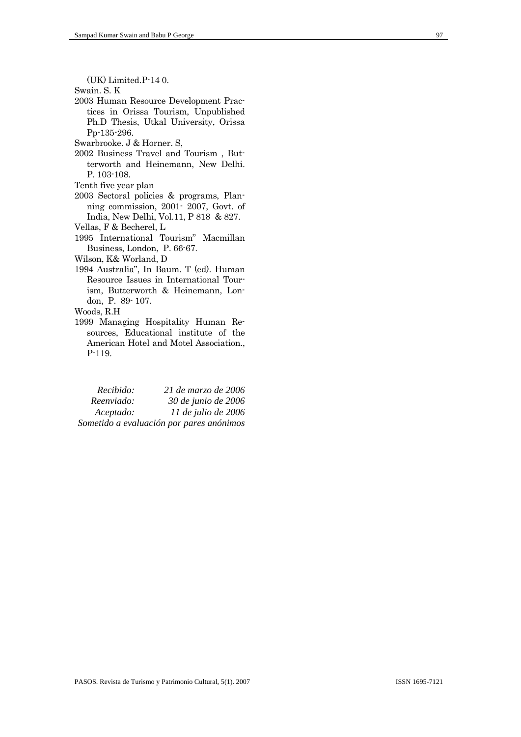(UK) Limited.P-14 0.

Swain. S. K

2003 Human Resource Development Practices in Orissa Tourism, Unpublished Ph.D Thesis, Utkal University, Orissa Pp-135-296.

Swarbrooke. J & Horner. S,

2002 Business Travel and Tourism , Butterworth and Heinemann, New Delhi. P. 103-108.

Tenth five year plan

2003 Sectoral policies & programs, Planning commission, 2001- 2007, Govt. of India, New Delhi, Vol.11, P 818 & 827.

Vellas, F & Becherel, L

1995 International Tourism" Macmillan Business, London, P. 66-67.

Wilson, K& Worland, D

1994 Australia", In Baum. T (ed). Human Resource Issues in International Tourism, Butterworth & Heinemann, London, P. 89- 107.

Woods, R.H

1999 Managing Hospitality Human Resources, Educational institute of the American Hotel and Motel Association., P-119.

*Recibido: 21 de marzo de 2006*
*Reenviado: 30 de junio de 2006*
*Aceptado: 11 de julio de 2006*
*Sometido a evaluación por pares anónimos*